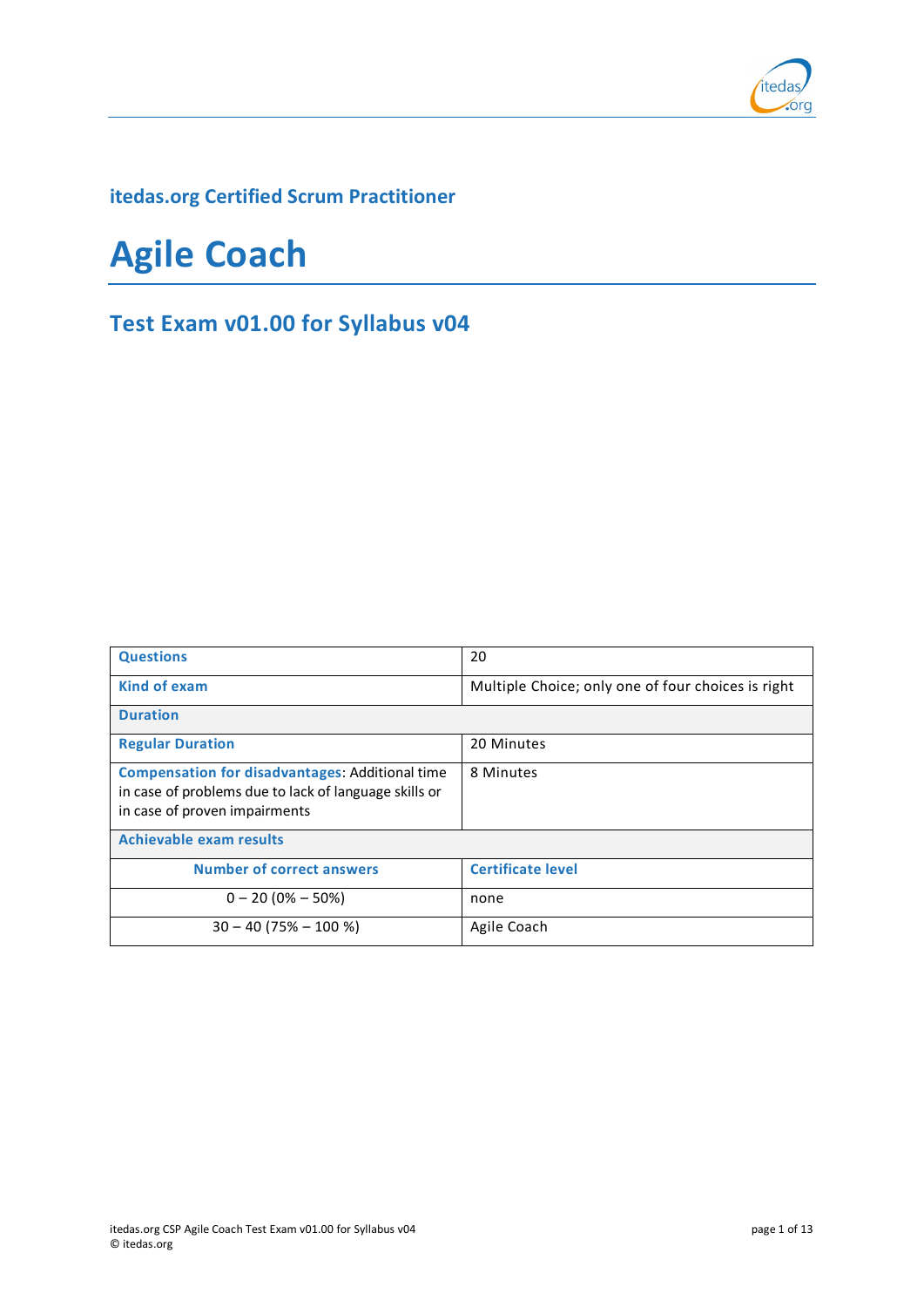## itedas.org Certified Scrum Practitioner

# Agile Coach

## Test Exam v01.00 for Syllabus v04

| Questions | 20 |
|---|---|
| Kind of exam | Multiple Choice; only one of four choices is right |
| **Duration** | |
| Regular Duration | 20 Minutes |
| **Compensation for disadvantages**: Additional time in case of problems due to lack of language skills or in case of proven impairments | 8 Minutes |
| **Achievable exam results** | |
| **Number of correct answers** | **Certificate level** |
| 0 – 20 (0% – 50%) | none |
| 30 – 40 (75% – 100 %) | Agile Coach |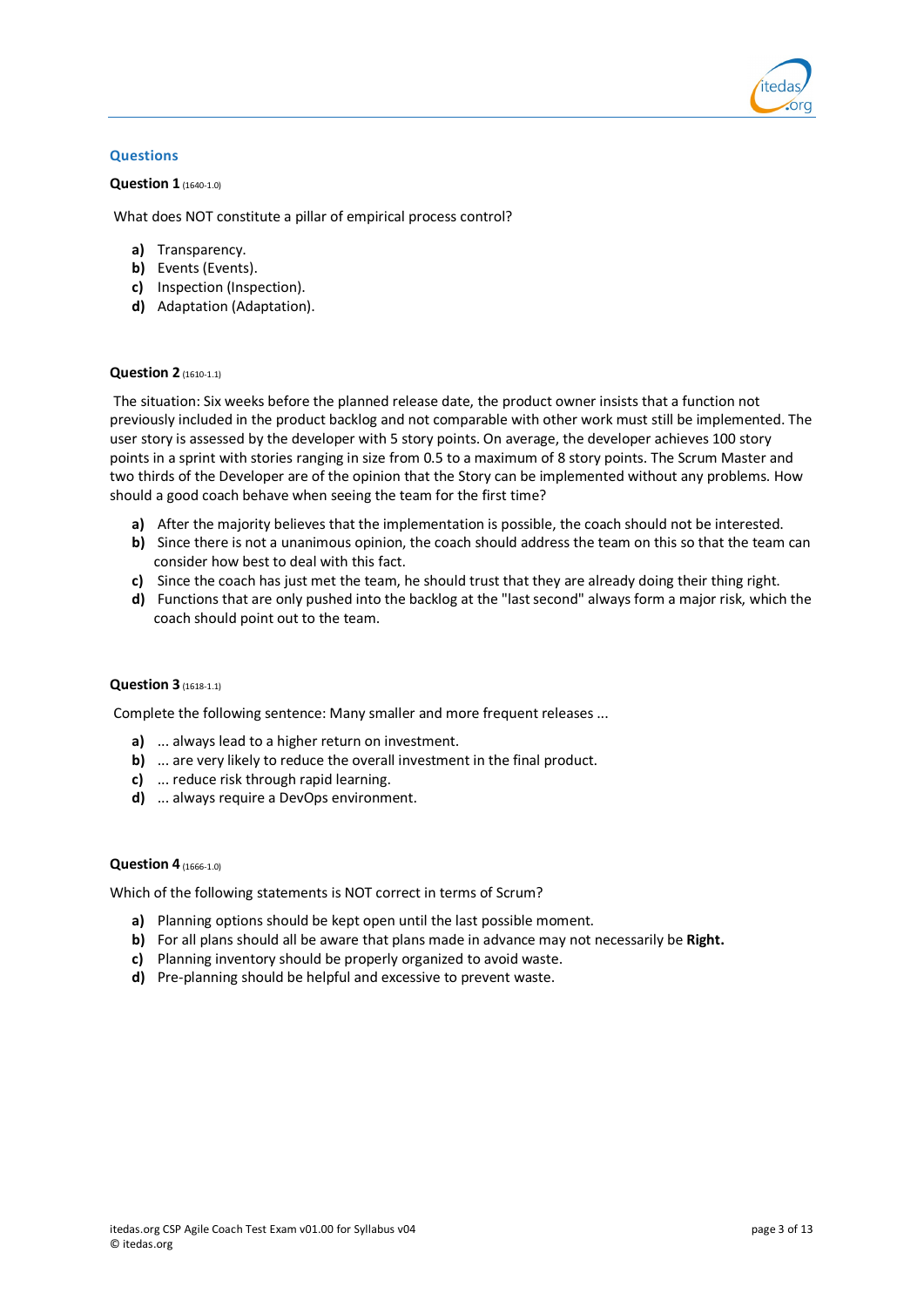## Questions

**Question 1** (1640-1.0)

What does NOT constitute a pillar of empirical process control?

- **a)** Transparency.
- **b)** Events (Events).
- **c)** Inspection (Inspection).
- **d)** Adaptation (Adaptation).

**Question 2** (1610-1.1)

The situation: Six weeks before the planned release date, the product owner insists that a function not previously included in the product backlog and not comparable with other work must still be implemented. The user story is assessed by the developer with 5 story points. On average, the developer achieves 100 story points in a sprint with stories ranging in size from 0.5 to a maximum of 8 story points. The Scrum Master and two thirds of the Developer are of the opinion that the Story can be implemented without any problems. How should a good coach behave when seeing the team for the first time?

- **a)** After the majority believes that the implementation is possible, the coach should not be interested.
- **b)** Since there is not a unanimous opinion, the coach should address the team on this so that the team can consider how best to deal with this fact.
- **c)** Since the coach has just met the team, he should trust that they are already doing their thing right.
- **d)** Functions that are only pushed into the backlog at the "last second" always form a major risk, which the coach should point out to the team.

**Question 3** (1618-1.1)

Complete the following sentence: Many smaller and more frequent releases ...

- **a)** ... always lead to a higher return on investment.
- **b)** ... are very likely to reduce the overall investment in the final product.
- **c)** ... reduce risk through rapid learning.
- **d)** ... always require a DevOps environment.

**Question 4** (1666-1.0)

Which of the following statements is NOT correct in terms of Scrum?

- **a)** Planning options should be kept open until the last possible moment.
- **b)** For all plans should all be aware that plans made in advance may not necessarily be **Right.**
- **c)** Planning inventory should be properly organized to avoid waste.
- **d)** Pre-planning should be helpful and excessive to prevent waste.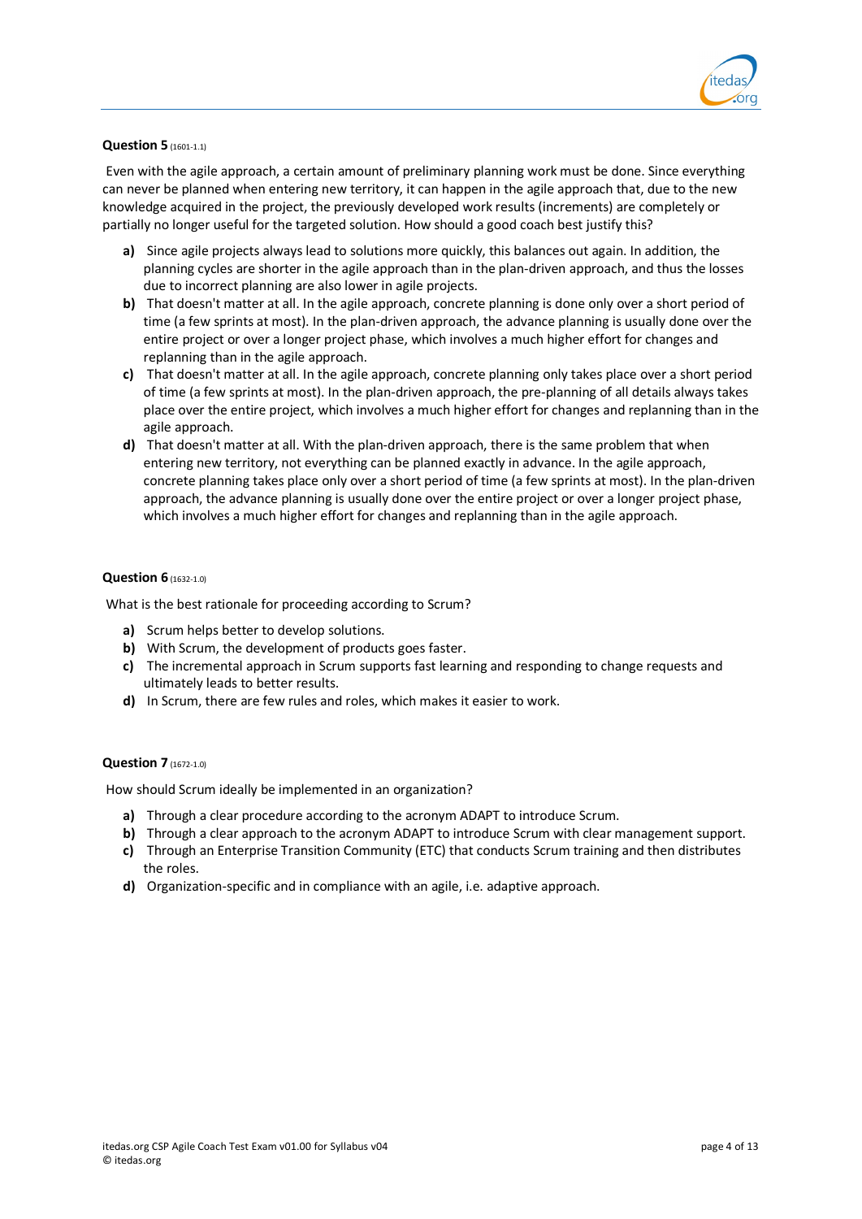**Question 5** (1601-1.1)

Even with the agile approach, a certain amount of preliminary planning work must be done. Since everything can never be planned when entering new territory, it can happen in the agile approach that, due to the new knowledge acquired in the project, the previously developed work results (increments) are completely or partially no longer useful for the targeted solution. How should a good coach best justify this?

- **a)** Since agile projects always lead to solutions more quickly, this balances out again. In addition, the planning cycles are shorter in the agile approach than in the plan-driven approach, and thus the losses due to incorrect planning are also lower in agile projects.
- **b)** That doesn't matter at all. In the agile approach, concrete planning is done only over a short period of time (a few sprints at most). In the plan-driven approach, the advance planning is usually done over the entire project or over a longer project phase, which involves a much higher effort for changes and replanning than in the agile approach.
- **c)** That doesn't matter at all. In the agile approach, concrete planning only takes place over a short period of time (a few sprints at most). In the plan-driven approach, the pre-planning of all details always takes place over the entire project, which involves a much higher effort for changes and replanning than in the agile approach.
- **d)** That doesn't matter at all. With the plan-driven approach, there is the same problem that when entering new territory, not everything can be planned exactly in advance. In the agile approach, concrete planning takes place only over a short period of time (a few sprints at most). In the plan-driven approach, the advance planning is usually done over the entire project or over a longer project phase, which involves a much higher effort for changes and replanning than in the agile approach.

**Question 6** (1632-1.0)

What is the best rationale for proceeding according to Scrum?

- **a)** Scrum helps better to develop solutions.
- **b)** With Scrum, the development of products goes faster.
- **c)** The incremental approach in Scrum supports fast learning and responding to change requests and ultimately leads to better results.
- **d)** In Scrum, there are few rules and roles, which makes it easier to work.

**Question 7** (1672-1.0)

How should Scrum ideally be implemented in an organization?

- **a)** Through a clear procedure according to the acronym ADAPT to introduce Scrum.
- **b)** Through a clear approach to the acronym ADAPT to introduce Scrum with clear management support.
- **c)** Through an Enterprise Transition Community (ETC) that conducts Scrum training and then distributes the roles.
- **d)** Organization-specific and in compliance with an agile, i.e. adaptive approach.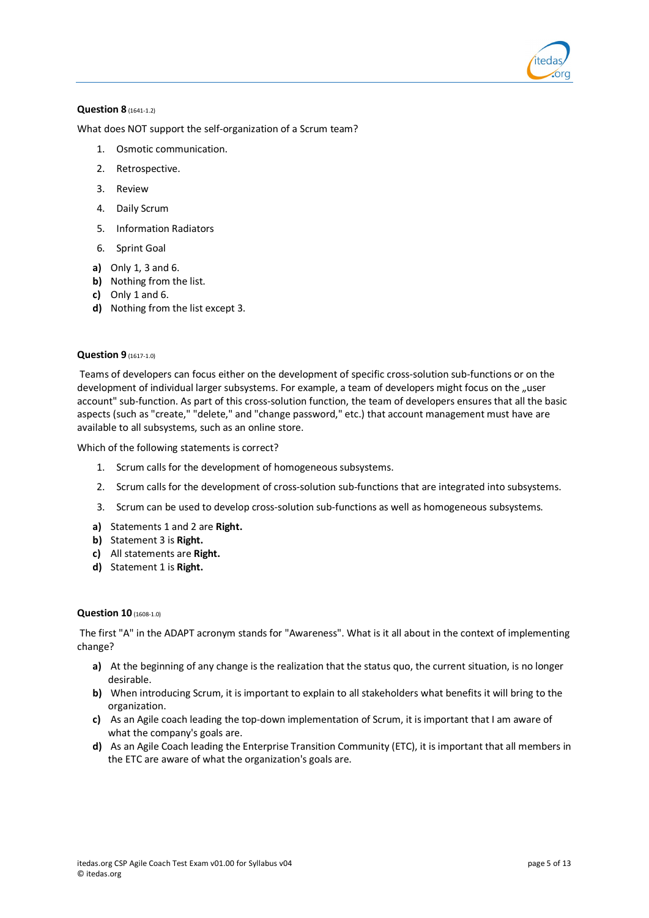**Question 8** (1641-1.2)

What does NOT support the self-organization of a Scrum team?

1. Osmotic communication.
2. Retrospective.
3. Review
4. Daily Scrum
5. Information Radiators
6. Sprint Goal

**a)** Only 1, 3 and 6.
**b)** Nothing from the list.
**c)** Only 1 and 6.
**d)** Nothing from the list except 3.

**Question 9** (1617-1.0)

Teams of developers can focus either on the development of specific cross-solution sub-functions or on the development of individual larger subsystems. For example, a team of developers might focus on the „user account" sub-function. As part of this cross-solution function, the team of developers ensures that all the basic aspects (such as "create," "delete," and "change password," etc.) that account management must have are available to all subsystems, such as an online store.

Which of the following statements is correct?

1. Scrum calls for the development of homogeneous subsystems.
2. Scrum calls for the development of cross-solution sub-functions that are integrated into subsystems.
3. Scrum can be used to develop cross-solution sub-functions as well as homogeneous subsystems.

**a)** Statements 1 and 2 are **Right.**
**b)** Statement 3 is **Right.**
**c)** All statements are **Right.**
**d)** Statement 1 is **Right.**

**Question 10** (1608-1.0)

The first "A" in the ADAPT acronym stands for "Awareness". What is it all about in the context of implementing change?

**a)** At the beginning of any change is the realization that the status quo, the current situation, is no longer desirable.
**b)** When introducing Scrum, it is important to explain to all stakeholders what benefits it will bring to the organization.
**c)** As an Agile coach leading the top-down implementation of Scrum, it is important that I am aware of what the company's goals are.
**d)** As an Agile Coach leading the Enterprise Transition Community (ETC), it is important that all members in the ETC are aware of what the organization's goals are.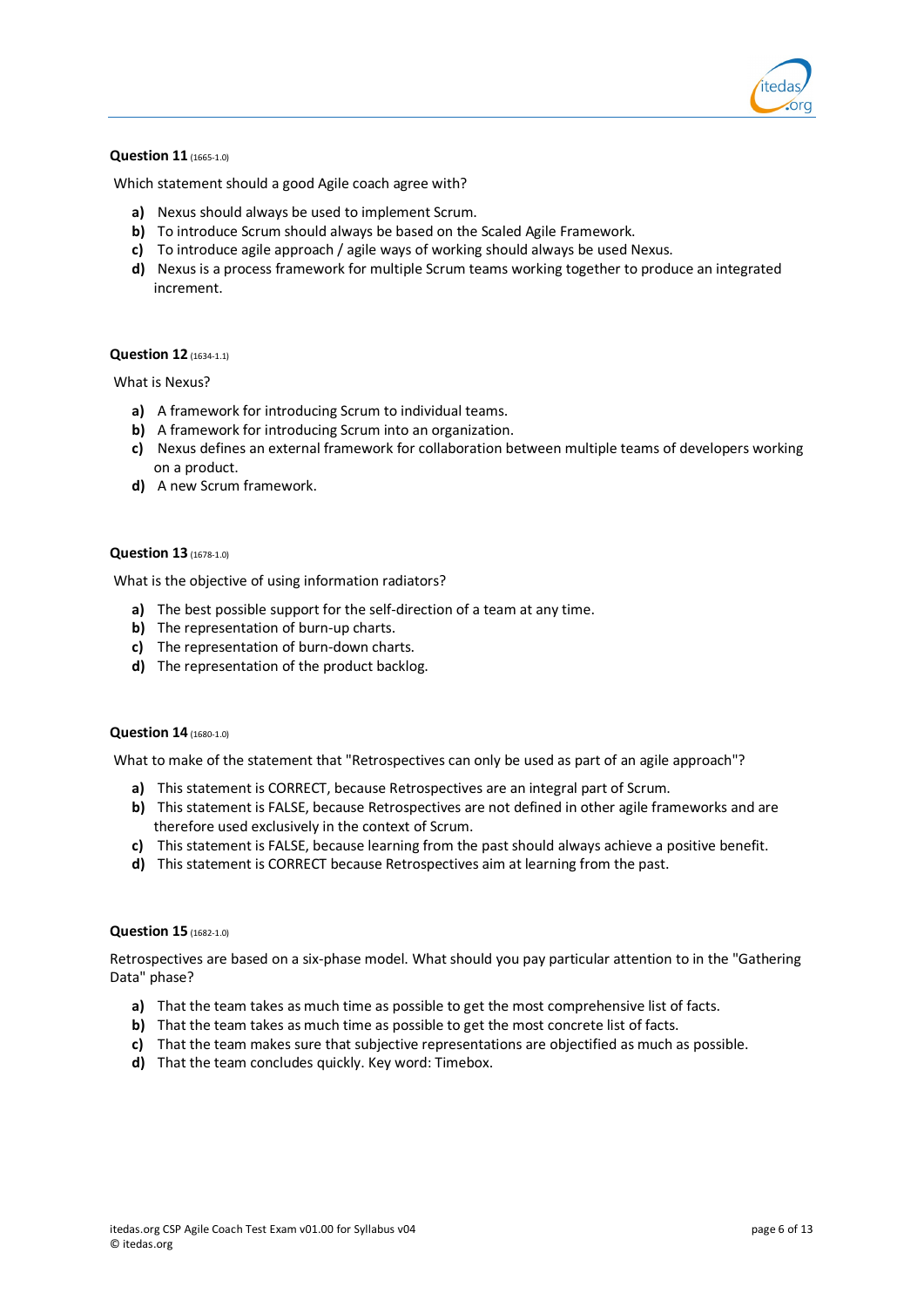**Question 11** (1665-1.0)

Which statement should a good Agile coach agree with?

- **a)** Nexus should always be used to implement Scrum.
- **b)** To introduce Scrum should always be based on the Scaled Agile Framework.
- **c)** To introduce agile approach / agile ways of working should always be used Nexus.
- **d)** Nexus is a process framework for multiple Scrum teams working together to produce an integrated increment.

**Question 12** (1634-1.1)

What is Nexus?

- **a)** A framework for introducing Scrum to individual teams.
- **b)** A framework for introducing Scrum into an organization.
- **c)** Nexus defines an external framework for collaboration between multiple teams of developers working on a product.
- **d)** A new Scrum framework.

**Question 13** (1678-1.0)

What is the objective of using information radiators?

- **a)** The best possible support for the self-direction of a team at any time.
- **b)** The representation of burn-up charts.
- **c)** The representation of burn-down charts.
- **d)** The representation of the product backlog.

**Question 14** (1680-1.0)

What to make of the statement that "Retrospectives can only be used as part of an agile approach"?

- **a)** This statement is CORRECT, because Retrospectives are an integral part of Scrum.
- **b)** This statement is FALSE, because Retrospectives are not defined in other agile frameworks and are therefore used exclusively in the context of Scrum.
- **c)** This statement is FALSE, because learning from the past should always achieve a positive benefit.
- **d)** This statement is CORRECT because Retrospectives aim at learning from the past.

**Question 15** (1682-1.0)

Retrospectives are based on a six-phase model. What should you pay particular attention to in the "Gathering Data" phase?

- **a)** That the team takes as much time as possible to get the most comprehensive list of facts.
- **b)** That the team takes as much time as possible to get the most concrete list of facts.
- **c)** That the team makes sure that subjective representations are objectified as much as possible.
- **d)** That the team concludes quickly. Key word: Timebox.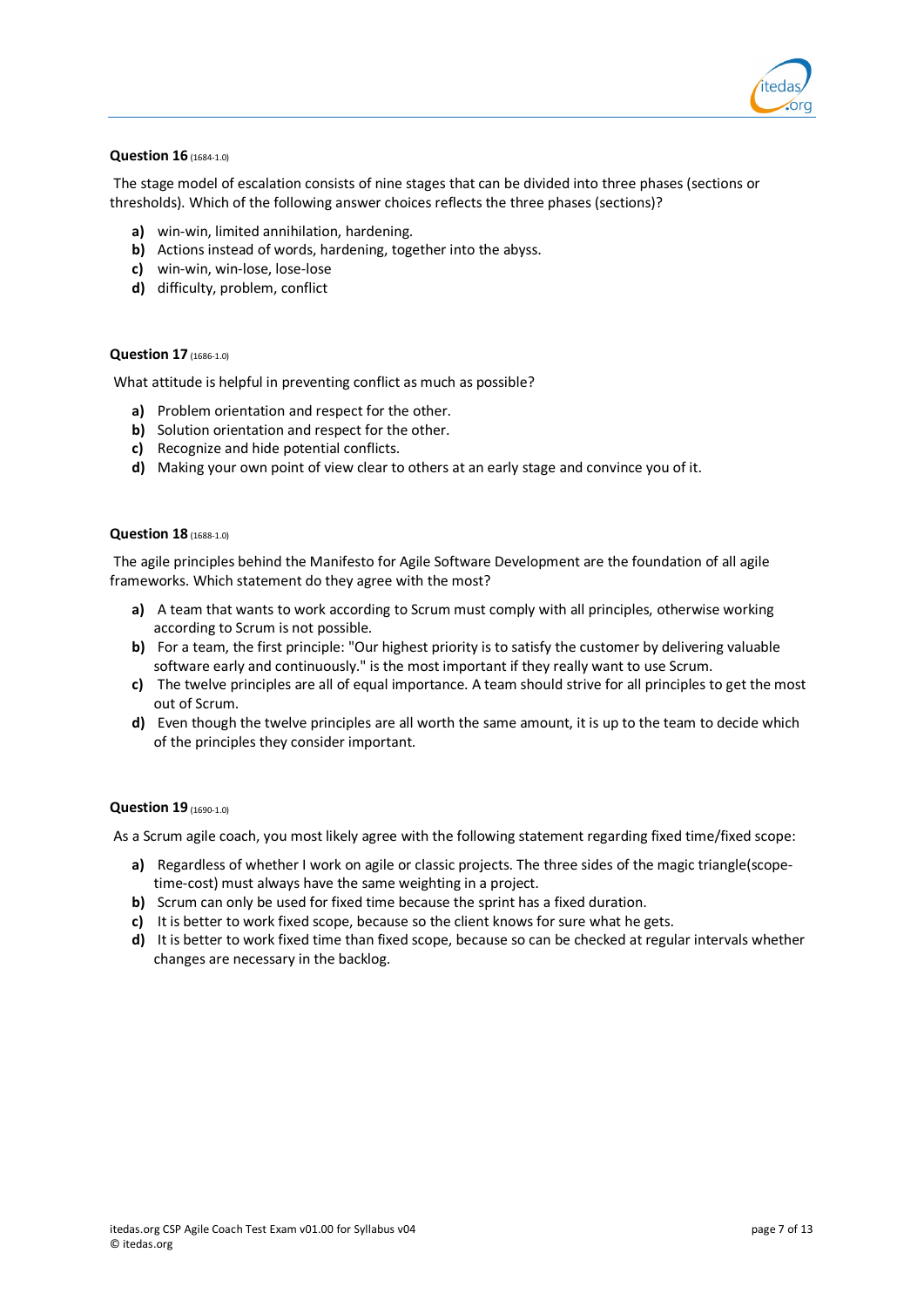**Question 16** (1684-1.0)

The stage model of escalation consists of nine stages that can be divided into three phases (sections or thresholds). Which of the following answer choices reflects the three phases (sections)?

- **a)** win-win, limited annihilation, hardening.
- **b)** Actions instead of words, hardening, together into the abyss.
- **c)** win-win, win-lose, lose-lose
- **d)** difficulty, problem, conflict

**Question 17** (1686-1.0)

What attitude is helpful in preventing conflict as much as possible?

- **a)** Problem orientation and respect for the other.
- **b)** Solution orientation and respect for the other.
- **c)** Recognize and hide potential conflicts.
- **d)** Making your own point of view clear to others at an early stage and convince you of it.

**Question 18** (1688-1.0)

The agile principles behind the Manifesto for Agile Software Development are the foundation of all agile frameworks. Which statement do they agree with the most?

- **a)** A team that wants to work according to Scrum must comply with all principles, otherwise working according to Scrum is not possible.
- **b)** For a team, the first principle: "Our highest priority is to satisfy the customer by delivering valuable software early and continuously." is the most important if they really want to use Scrum.
- **c)** The twelve principles are all of equal importance. A team should strive for all principles to get the most out of Scrum.
- **d)** Even though the twelve principles are all worth the same amount, it is up to the team to decide which of the principles they consider important.

**Question 19** (1690-1.0)

As a Scrum agile coach, you most likely agree with the following statement regarding fixed time/fixed scope:

- **a)** Regardless of whether I work on agile or classic projects. The three sides of the magic triangle(scope-time-cost) must always have the same weighting in a project.
- **b)** Scrum can only be used for fixed time because the sprint has a fixed duration.
- **c)** It is better to work fixed scope, because so the client knows for sure what he gets.
- **d)** It is better to work fixed time than fixed scope, because so can be checked at regular intervals whether changes are necessary in the backlog.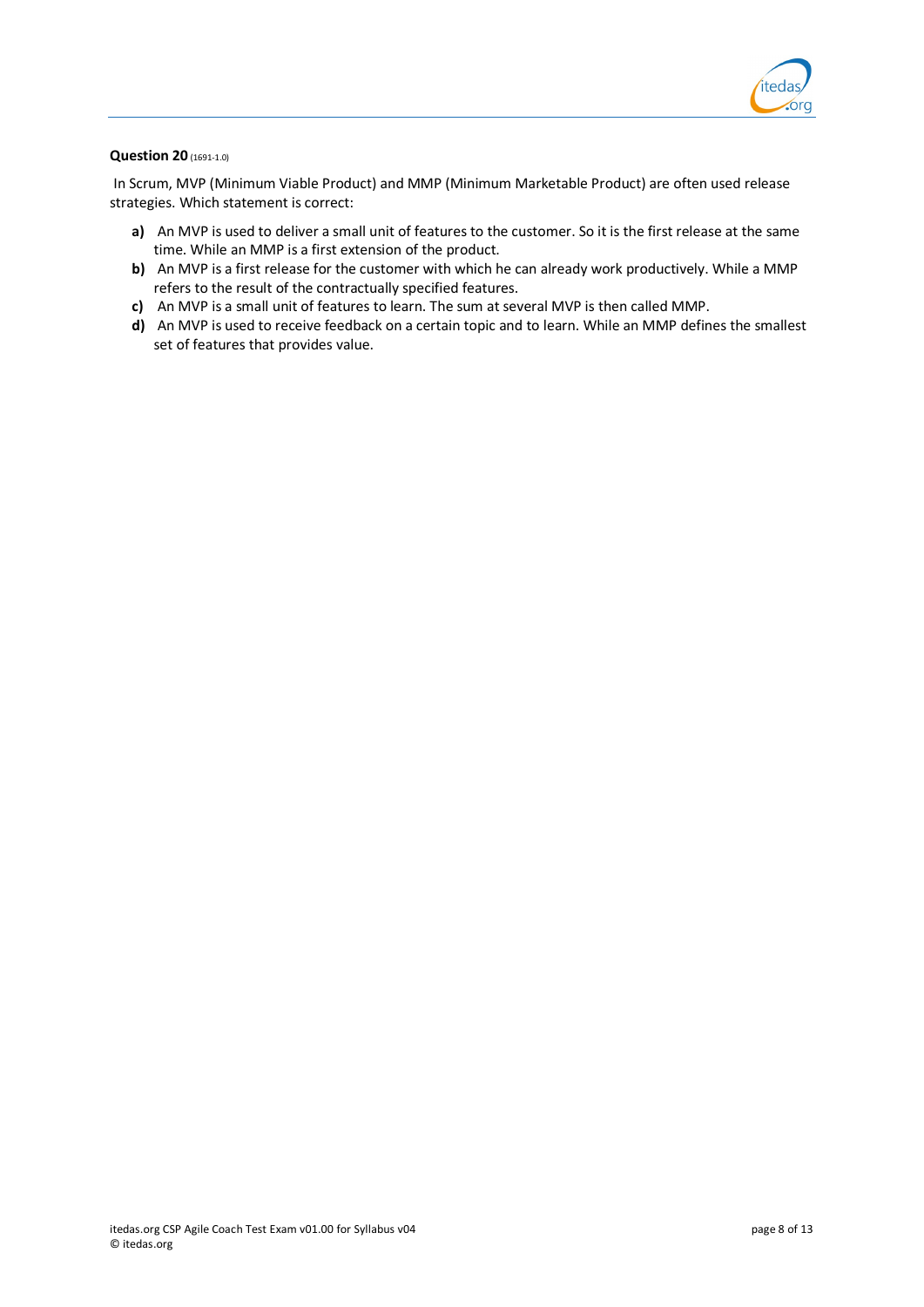**Question 20** (1691-1.0)

In Scrum, MVP (Minimum Viable Product) and MMP (Minimum Marketable Product) are often used release strategies. Which statement is correct:

- **a)** An MVP is used to deliver a small unit of features to the customer. So it is the first release at the same time. While an MMP is a first extension of the product.
- **b)** An MVP is a first release for the customer with which he can already work productively. While a MMP refers to the result of the contractually specified features.
- **c)** An MVP is a small unit of features to learn. The sum at several MVP is then called MMP.
- **d)** An MVP is used to receive feedback on a certain topic and to learn. While an MMP defines the smallest set of features that provides value.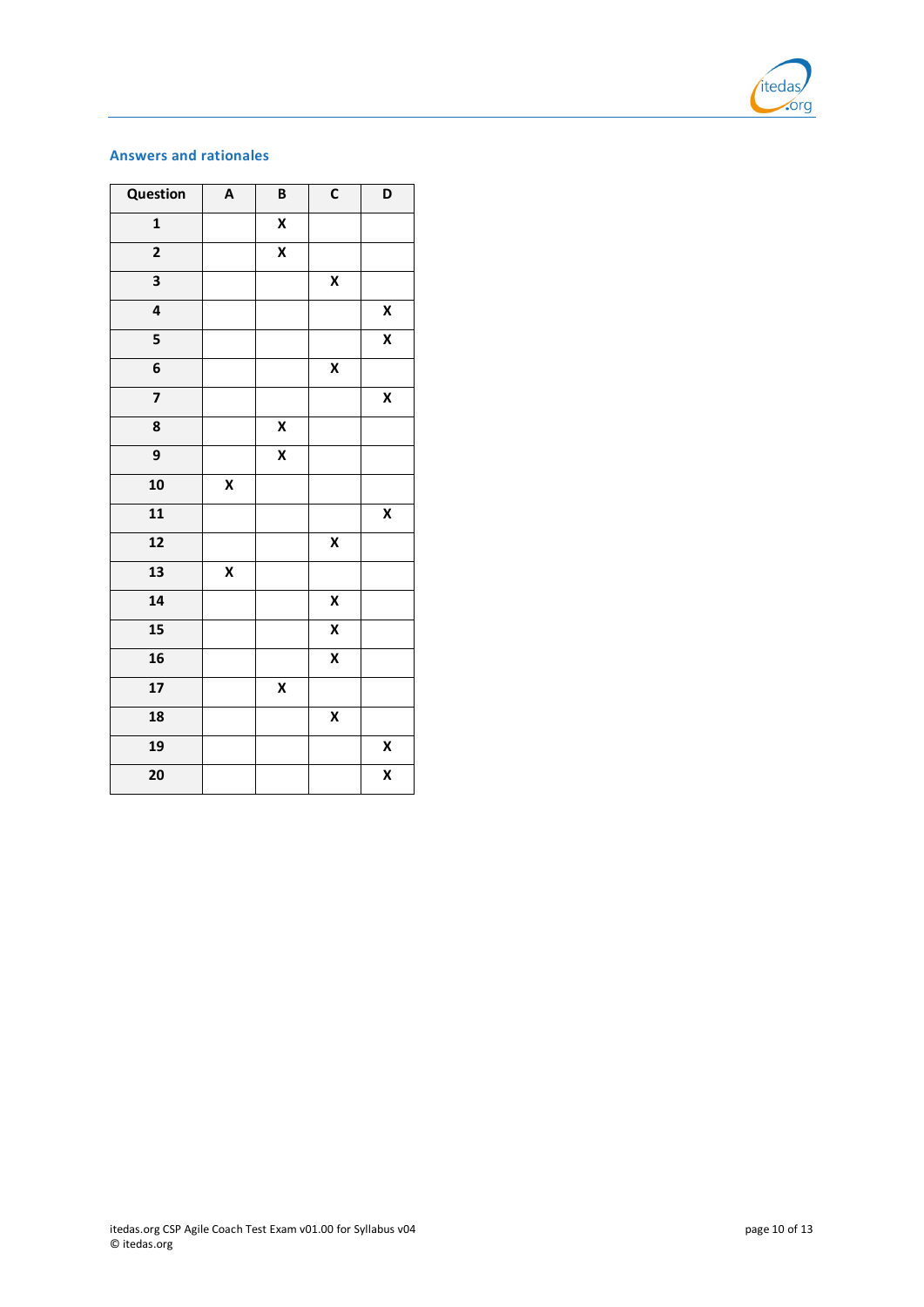## Answers and rationales

| Question | A | B | C | D |
|---|---|---|---|---|
| 1 | | X | | |
| 2 | | X | | |
| 3 | | | X | |
| 4 | | | | X |
| 5 | | | | X |
| 6 | | | X | |
| 7 | | | | X |
| 8 | | X | | |
| 9 | | X | | |
| 10 | X | | | |
| 11 | | | | X |
| 12 | | | X | |
| 13 | X | | | |
| 14 | | | X | |
| 15 | | | X | |
| 16 | | | X | |
| 17 | | X | | |
| 18 | | | X | |
| 19 | | | | X |
| 20 | | | | X |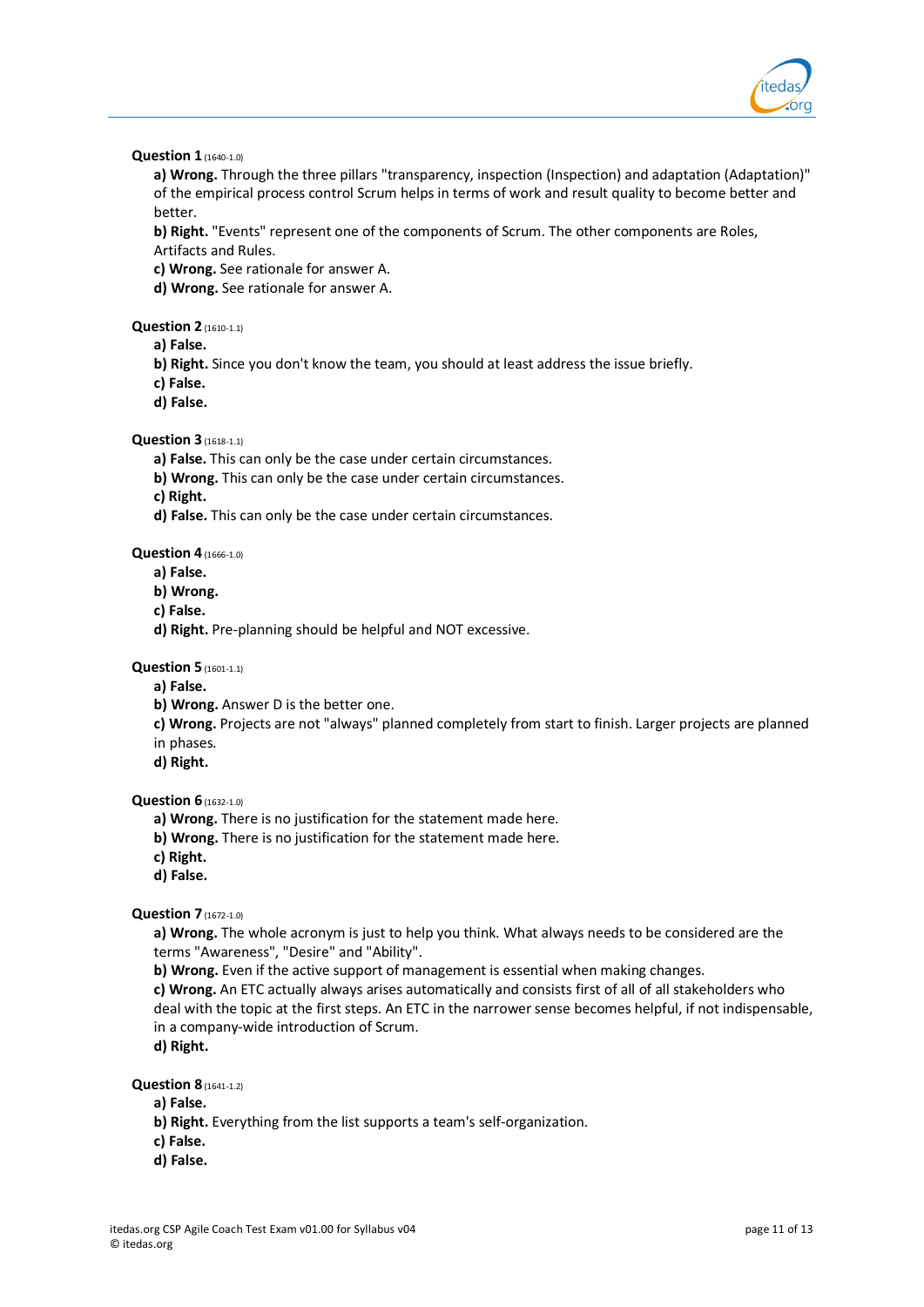**Question 1** (1640-1.0)

**a) Wrong.** Through the three pillars "transparency, inspection (Inspection) and adaptation (Adaptation)" of the empirical process control Scrum helps in terms of work and result quality to become better and better.

**b) Right.** "Events" represent one of the components of Scrum. The other components are Roles, Artifacts and Rules.

**c) Wrong.** See rationale for answer A.

**d) Wrong.** See rationale for answer A.

**Question 2** (1610-1.1)

**a) False.**

**b) Right.** Since you don't know the team, you should at least address the issue briefly.

**c) False.**

**d) False.**

**Question 3** (1618-1.1)

**a) False.** This can only be the case under certain circumstances.

**b) Wrong.** This can only be the case under certain circumstances.

**c) Right.**

**d) False.** This can only be the case under certain circumstances.

**Question 4** (1666-1.0)

**a) False.**

**b) Wrong.**

**c) False.**

**d) Right.** Pre-planning should be helpful and NOT excessive.

**Question 5** (1601-1.1)

**a) False.**

**b) Wrong.** Answer D is the better one.

**c) Wrong.** Projects are not "always" planned completely from start to finish. Larger projects are planned in phases.

**d) Right.**

**Question 6** (1632-1.0)

**a) Wrong.** There is no justification for the statement made here.

**b) Wrong.** There is no justification for the statement made here.

**c) Right.**

**d) False.**

**Question 7** (1672-1.0)

**a) Wrong.** The whole acronym is just to help you think. What always needs to be considered are the terms "Awareness", "Desire" and "Ability".

**b) Wrong.** Even if the active support of management is essential when making changes.

**c) Wrong.** An ETC actually always arises automatically and consists first of all of all stakeholders who deal with the topic at the first steps. An ETC in the narrower sense becomes helpful, if not indispensable, in a company-wide introduction of Scrum.

**d) Right.**

**Question 8** (1641-1.2)

**a) False.**

**b) Right.** Everything from the list supports a team's self-organization.

**c) False.**

**d) False.**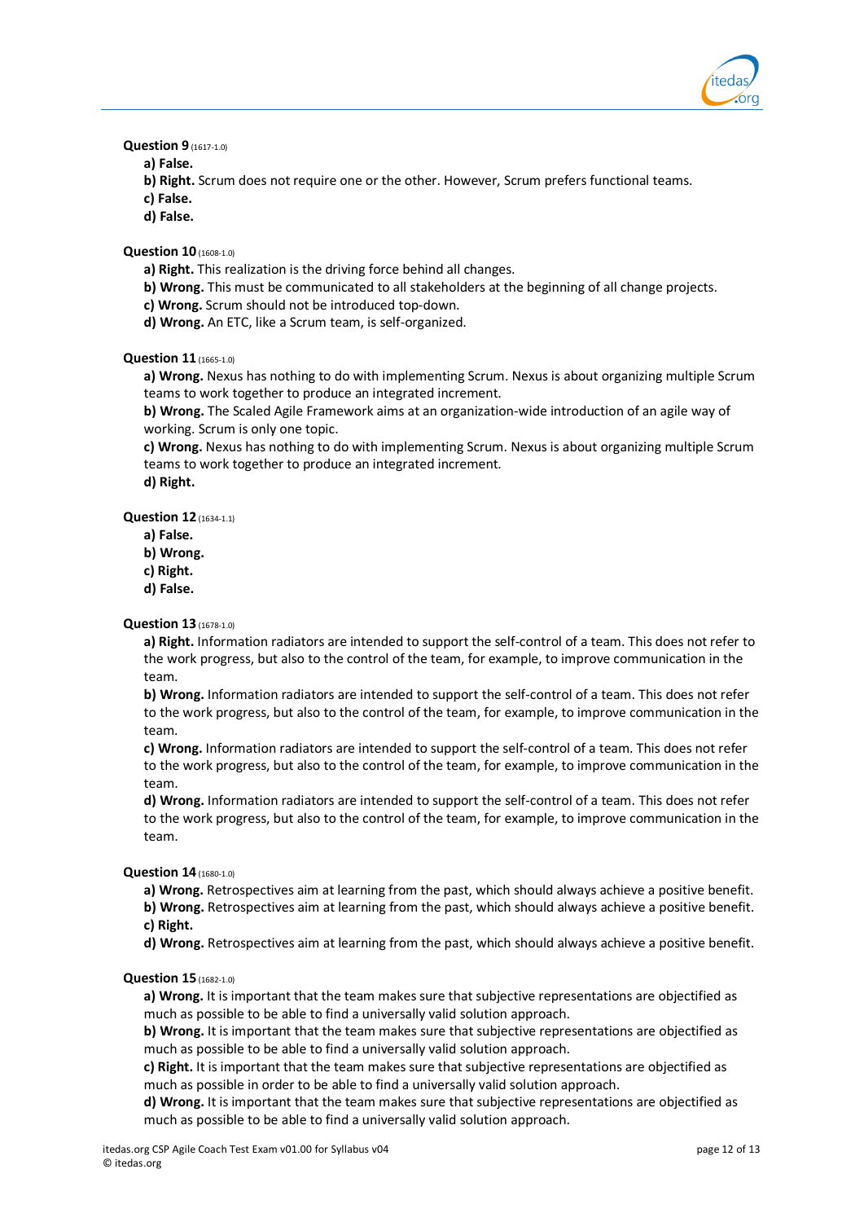**Question 9** (1617-1.0)

- **a) False.**
- **b) Right.** Scrum does not require one or the other. However, Scrum prefers functional teams.
- **c) False.**
- **d) False.**

**Question 10** (1608-1.0)

- **a) Right.** This realization is the driving force behind all changes.
- **b) Wrong.** This must be communicated to all stakeholders at the beginning of all change projects.
- **c) Wrong.** Scrum should not be introduced top-down.
- **d) Wrong.** An ETC, like a Scrum team, is self-organized.

**Question 11** (1665-1.0)

- **a) Wrong.** Nexus has nothing to do with implementing Scrum. Nexus is about organizing multiple Scrum teams to work together to produce an integrated increment.
- **b) Wrong.** The Scaled Agile Framework aims at an organization-wide introduction of an agile way of working. Scrum is only one topic.
- **c) Wrong.** Nexus has nothing to do with implementing Scrum. Nexus is about organizing multiple Scrum teams to work together to produce an integrated increment.
- **d) Right.**

**Question 12** (1634-1.1)

- **a) False.**
- **b) Wrong.**
- **c) Right.**
- **d) False.**

**Question 13** (1678-1.0)

- **a) Right.** Information radiators are intended to support the self-control of a team. This does not refer to the work progress, but also to the control of the team, for example, to improve communication in the team.
- **b) Wrong.** Information radiators are intended to support the self-control of a team. This does not refer to the work progress, but also to the control of the team, for example, to improve communication in the team.
- **c) Wrong.** Information radiators are intended to support the self-control of a team. This does not refer to the work progress, but also to the control of the team, for example, to improve communication in the team.
- **d) Wrong.** Information radiators are intended to support the self-control of a team. This does not refer to the work progress, but also to the control of the team, for example, to improve communication in the team.

**Question 14** (1680-1.0)

- **a) Wrong.** Retrospectives aim at learning from the past, which should always achieve a positive benefit.
- **b) Wrong.** Retrospectives aim at learning from the past, which should always achieve a positive benefit.
- **c) Right.**
- **d) Wrong.** Retrospectives aim at learning from the past, which should always achieve a positive benefit.

**Question 15** (1682-1.0)

- **a) Wrong.** It is important that the team makes sure that subjective representations are objectified as much as possible to be able to find a universally valid solution approach.
- **b) Wrong.** It is important that the team makes sure that subjective representations are objectified as much as possible to be able to find a universally valid solution approach.
- **c) Right.** It is important that the team makes sure that subjective representations are objectified as much as possible in order to be able to find a universally valid solution approach.
- **d) Wrong.** It is important that the team makes sure that subjective representations are objectified as much as possible to be able to find a universally valid solution approach.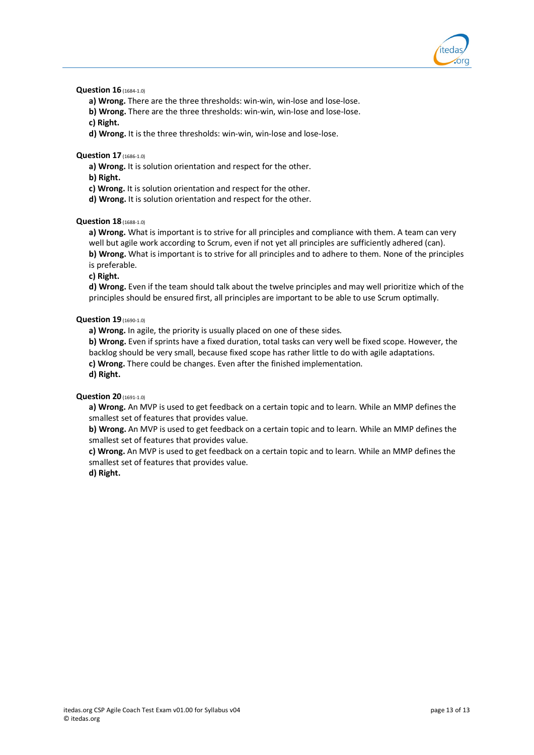**Question 16** (1684-1.0)

**a) Wrong.** There are the three thresholds: win-win, win-lose and lose-lose.

**b) Wrong.** There are the three thresholds: win-win, win-lose and lose-lose.

**c) Right.**

**d) Wrong.** It is the three thresholds: win-win, win-lose and lose-lose.

**Question 17** (1686-1.0)

**a) Wrong.** It is solution orientation and respect for the other.

**b) Right.**

**c) Wrong.** It is solution orientation and respect for the other.

**d) Wrong.** It is solution orientation and respect for the other.

**Question 18** (1688-1.0)

**a) Wrong.** What is important is to strive for all principles and compliance with them. A team can very well but agile work according to Scrum, even if not yet all principles are sufficiently adhered (can).

**b) Wrong.** What is important is to strive for all principles and to adhere to them. None of the principles is preferable.

**c) Right.**

**d) Wrong.** Even if the team should talk about the twelve principles and may well prioritize which of the principles should be ensured first, all principles are important to be able to use Scrum optimally.

**Question 19** (1690-1.0)

**a) Wrong.** In agile, the priority is usually placed on one of these sides.

**b) Wrong.** Even if sprints have a fixed duration, total tasks can very well be fixed scope. However, the backlog should be very small, because fixed scope has rather little to do with agile adaptations.

**c) Wrong.** There could be changes. Even after the finished implementation.

**d) Right.**

**Question 20** (1691-1.0)

**a) Wrong.** An MVP is used to get feedback on a certain topic and to learn. While an MMP defines the smallest set of features that provides value.

**b) Wrong.** An MVP is used to get feedback on a certain topic and to learn. While an MMP defines the smallest set of features that provides value.

**c) Wrong.** An MVP is used to get feedback on a certain topic and to learn. While an MMP defines the smallest set of features that provides value.

**d) Right.**